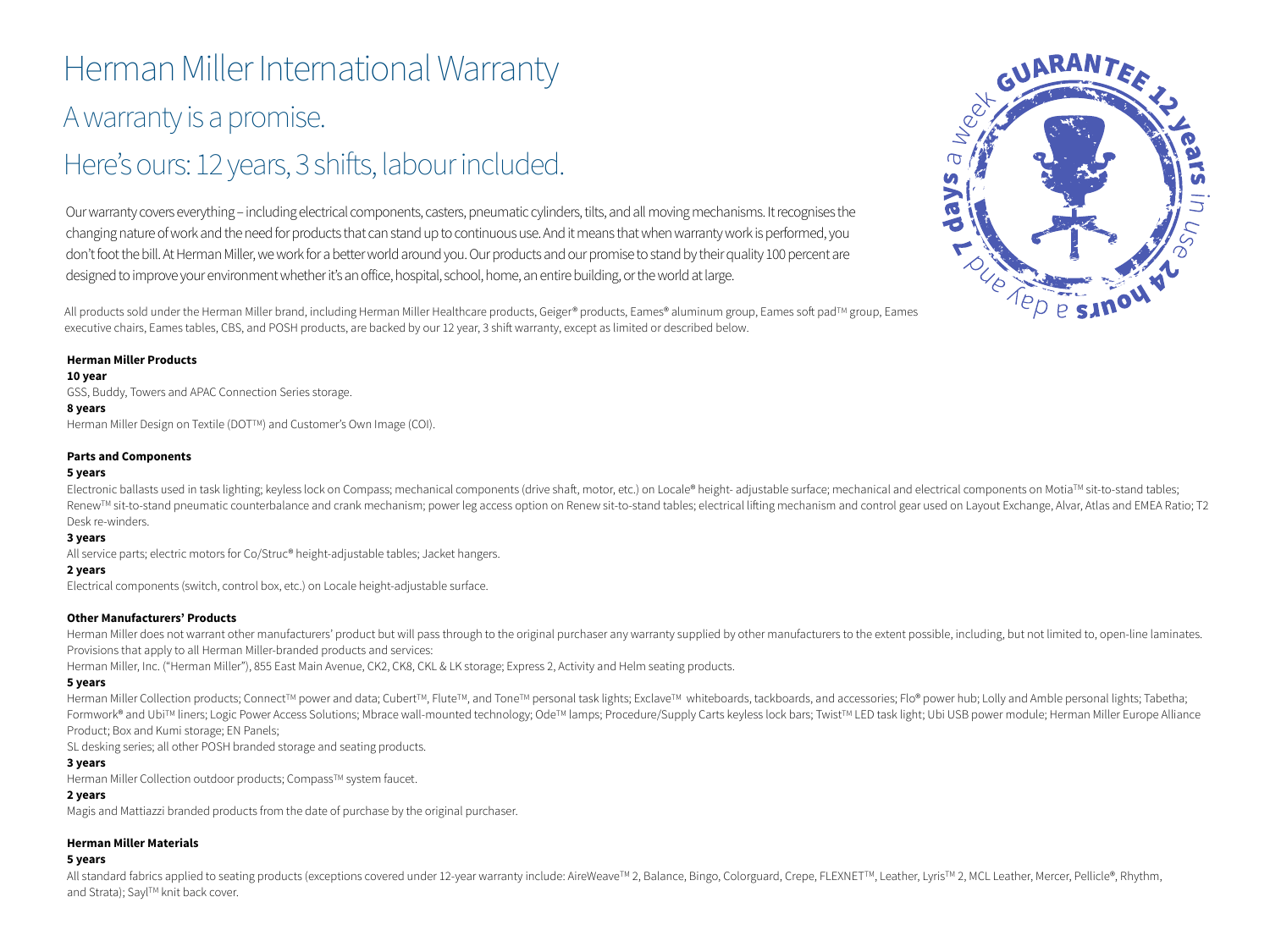# Herman Miller International Warranty

## A warranty is a promise.

## Here's ours: 12 years, 3 shifts, labour included.

Our warranty covers everything – including electrical components, casters, pneumatic cylinders, tilts, and all moving mechanisms. It recognises the changing nature of work and the need for products that can stand up to continuous use. And it means that when warranty work is performed, you don't foot the bill. At Herman Miller, we work for a better world around you. Our products and our promise to stand by their quality 100 percent are designed to improve your environment whether it's an office, hospital, school, home, an entire building, or the world at large.

All products sold under the Herman Miller brand, including Herman Miller Healthcare products, Geiger® products, Eames® aluminum group, Eames soft pad™ group, Eames executive chairs, Eames tables, CBS, and POSH products, are backed by our 12 year, 3 shift warranty, except as limited or described below.

**Herman Miller Products**

**10 year**

GSS, Buddy, Towers and APAC Connection Series storage.

**8 years**

Herman Miller Design on Textile (DOT™) and Customer's Own Image (COI).

**Parts and Components**

**5 years**

Electronic ballasts used in task lighting; keyless lock on Compass; mechanical components (drive shaft, motor, etc.) on Locale® height- adjustable surface; mechanical and electrical components on Motia™ sit-to-stand tables; Renew™ sit-to-stand pneumatic counterbalance and crank mechanism; power leg access option on Renew sit-to-stand tables; electrical lifting mechanism and control gear used on Layout Exchange, Alvar, Atlas and EMEA Ratio; T2 Desk re-winders.

**3 years**

All service parts; electric motors for Co/Struc® height-adjustable tables; Jacket hangers.

**2 years**

Electrical components (switch, control box, etc.) on Locale height-adjustable surface.

**Other Manufacturers' Products**

Herman Miller does not warrant other manufacturers' product but will pass through to the original purchaser any warranty supplied by other manufacturers to the extent possible, including, but not limited to, open-line laminates. Provisions that apply to all Herman Miller-branded products and services:

Herman Miller, Inc. ("Herman Miller"), 855 East Main Avenue, CK2, CK8, CKL & LK storage; Express 2, Activity and Helm seating products.

**5 years**

Herman Miller Collection products; Connect™ power and data; Cubert™, Flute™, and Tone™ personal task lights; Exclave™ whiteboards, tackboards, and accessories; Flo® power hub; Lolly and Amble personal lights; Tabetha; Formwork® and Ubi™ liners; Logic Power Access Solutions; Mbrace wall-mounted technology; Ode™ lamps; Procedure/Supply Carts keyless lock bars; Twist™ LED task light; Ubi USB power module; Herman Miller Europe Alliance Product; Box and Kumi storage; EN Panels;

SL desking series; all other POSH branded storage and seating products.

**3 years**

Herman Miller Collection outdoor products; Compass™ system faucet.

**2 years**

Magis and Mattiazzi branded products from the date of purchase by the original purchaser.

**Herman Miller Materials**

**5 years**

All standard fabrics applied to seating products (exceptions covered under 12-year warranty include: AireWeave™ 2, Balance, Bingo, Colorguard, Crepe, FLEXNET™, Leather, Lyris™ 2, MCL Leather, Mercer, Pellicle®, Rhythm, and Strata); Sayl™ knit back cover.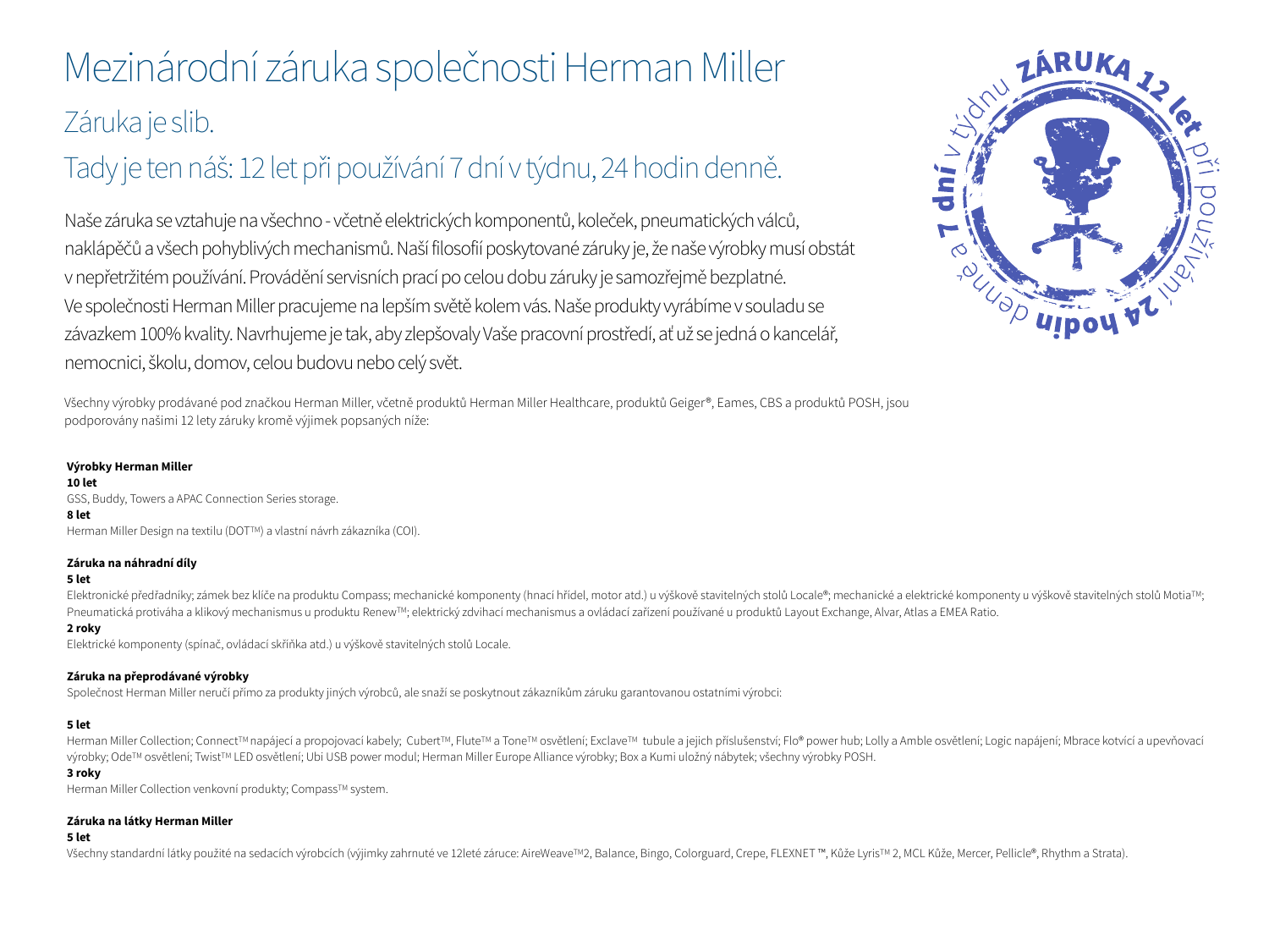# Mezinárodní záruka společnosti Herman Miller

## Záruka je slib.

## Tady je ten náš: 12 let při používání 7 dní v týdnu, 24 hodin denně.

Naše záruka se vztahuje na všechno - včetně elektrických komponentů, koleček, pneumatických válců, naklápěčů a všech pohyblivých mechanismů. Naší filosofií poskytované záruky je, že naše výrobky musí obstát v nepřetržitém používání. Provádění servisních prací po celou dobu záruky je samozřejmě bezplatné. Ve společnosti Herman Miller pracujeme na lepším světě kolem vás. Naše produkty vyrábíme v souladu se závazkem 100% kvality. Navrhujeme je tak, aby zlepšovaly Vaše pracovní prostředí, ať už se jedná o kancelář, nemocnici, školu, domov, celou budovu nebo celý svět.

ZÁRUKA 12 let při používání 24 hodin denně a 7 dní v týdnu

Všechny výrobky prodávané pod značkou Herman Miller, včetně produktů Herman Miller Healthcare, produktů Geiger®, Eames, CBS a produktů POSH, jsou podporovány našimi 12 lety záruky kromě výjimek popsaných níže:

**Výrobky Herman Miller**

**10 let**

GSS, Buddy, Towers a APAC Connection Series storage.

**8 let**

Herman Miller Design na textilu (DOT™) a vlastní návrh zákazníka (COI).

**Záruka na náhradní díly**

**5 let**

Elektronické předřadníky; zámek bez klíče na produktu Compass; mechanické komponenty (hnací hřídel, motor atd.) u výškově stavitelných stolů Locale®; mechanické a elektrické komponenty u výškově stavitelných stolů Motia™; Pneumatická protiváha a klikový mechanismus u produktu Renew™; elektrický zdvihací mechanismus a ovládací zařízení používané u produktů Layout Exchange, Alvar, Atlas a EMEA Ratio.

**2 roky**

Elektrické komponenty (spínač, ovládací skříňka atd.) u výškově stavitelných stolů Locale.

**Záruka na přeprodávané výrobky**

Společnost Herman Miller neručí přímo za produkty jiných výrobců, ale snaží se poskytnout zákazníkům záruku garantovanou ostatními výrobci:

**5 let**

Herman Miller Collection; Connect™ napájecí a propojovací kabely; Cubert™, Flute™ a Tone™ osvětlení; Exclave™ tubule a jejich příslušenství; Flo® power hub; Lolly a Amble osvětlení; Logic napájení; Mbrace kotvící a upevňovací výrobky; Ode™ osvětlení; Twist™ LED osvětlení; Ubi USB power modul; Herman Miller Europe Alliance výrobky; Box a Kumi uložný nábytek; všechny výrobky POSH.

**3 roky**

Herman Miller Collection venkovní produkty; Compass™ system.

**Záruka na látky Herman Miller**

**5 let**

Všechny standardní látky použité na sedacích výrobcích (výjimky zahrnuté ve 12leté záruce: AireWeave™2, Balance, Bingo, Colorguard, Crepe, FLEXNET ™, Kůže Lyris™ 2, MCL Kůže, Mercer, Pellicle®, Rhythm a Strata).